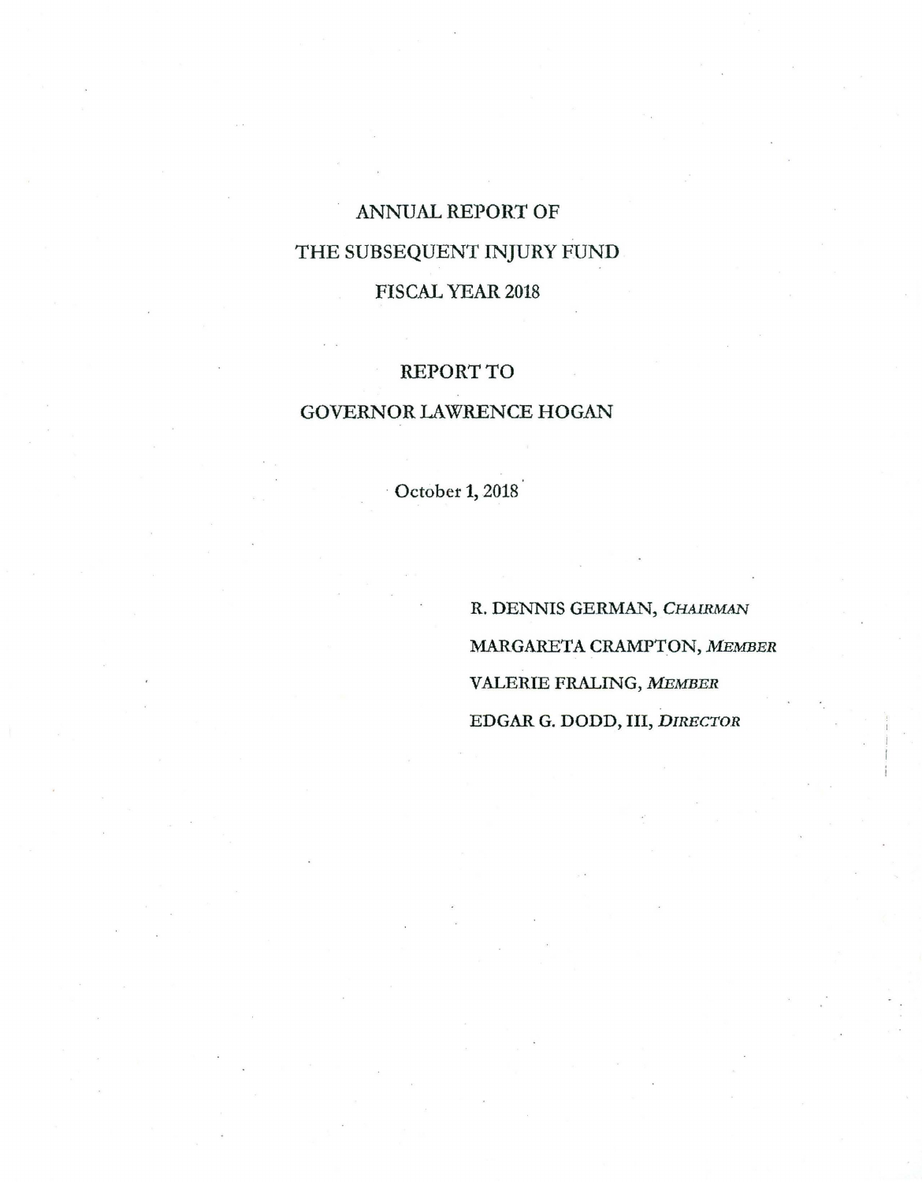# ANNUAL REPORT OF

# THE SUBSEQUENT INJURY FUND

# FISCAL YEAR 2018

## REPORT TO

## GOVERNOR LAWRENCE HOGAN

October 1, 2018

R. DENNIS GERMAN, *CHAIRMAN*

MARGARETA CRAMPTON, *MEMBER*

VALERIE FRALING, *MEMBER*

EDGAR G. DODD, III, *DIRECTOR*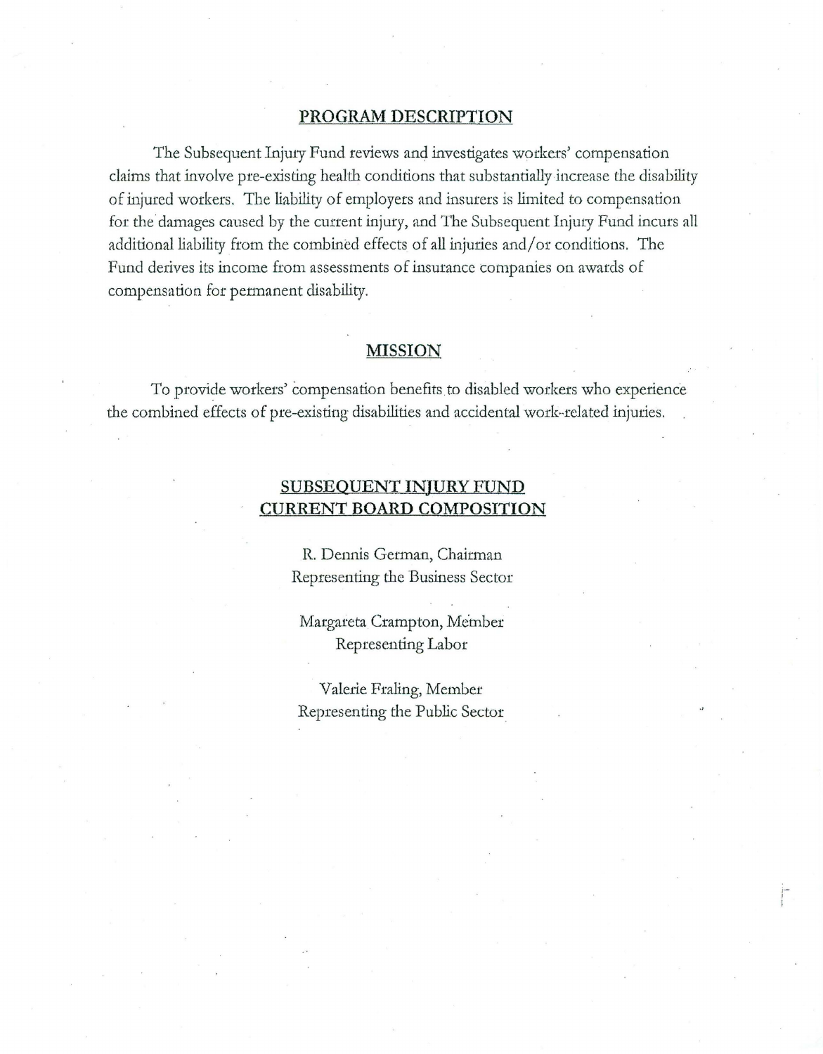## PROGRAM DESCRIPTION

The Subsequent Injury Fund reviews and investigates workers' compensation claims that involve pre-existing health conditions that substantially increase the disability of injured workers. The liability of employers and insurers is limited to compensation for the damages caused by the current injury, and The Subsequent Injury Fund incurs all additional liability from the combined effects of all injuries and/or conditions. The Fund derives its income from assessments of insurance companies on awards of compensation for permanent disability.

## MISSION

To provide workers' compensation benefits to disabled workers who experience the combined effects of pre-existing disabilities and accidental work-related injuries.

## SUBSEQUENT INJURY FUND CURRENT BOARD COMPOSITION

R. Dennis German, Chairman
Representing the Business Sector

Margareta Crampton, Member
Representing Labor

Valerie Fraling, Member
Representing the Public Sector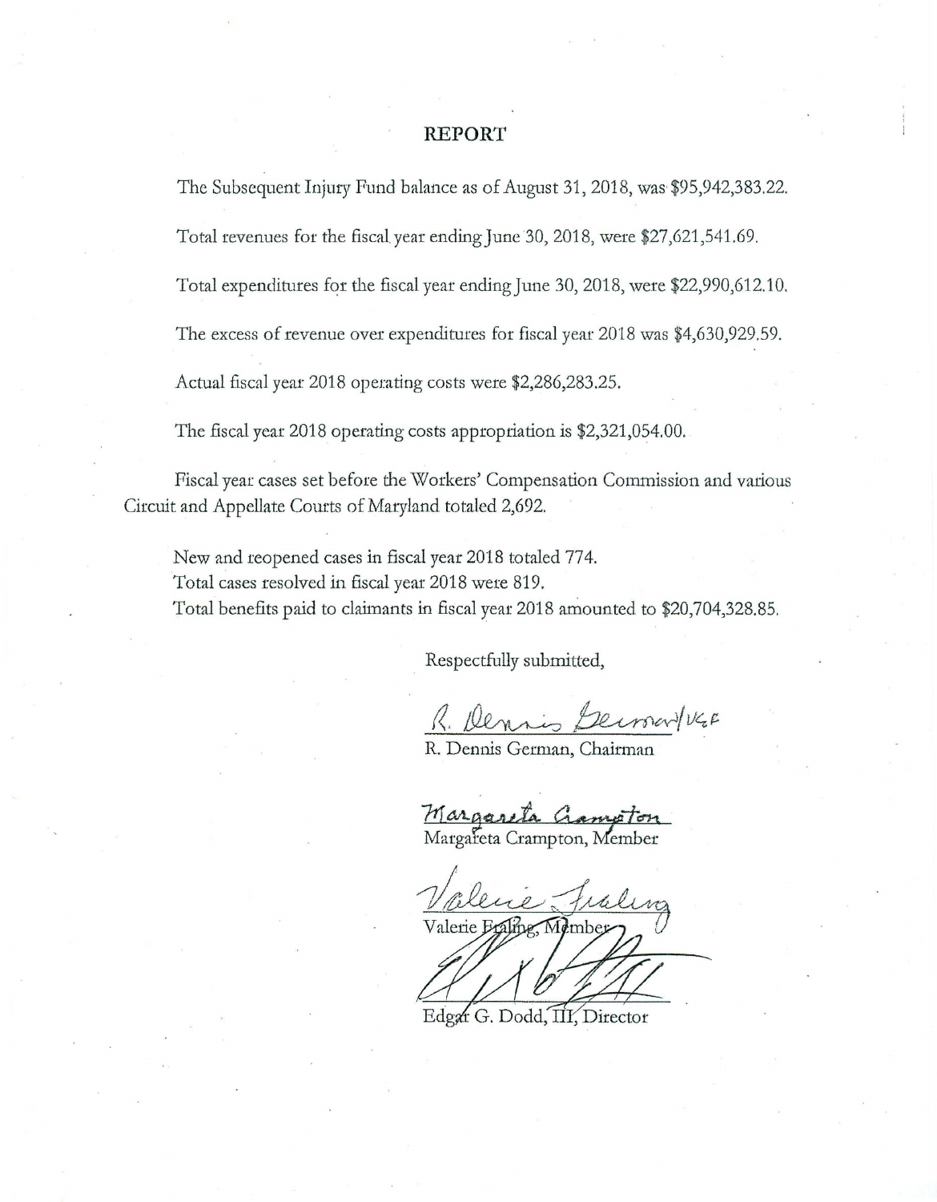## REPORT

The Subsequent Injury Fund balance as of August 31, 2018, was $95,942,383.22.

Total revenues for the fiscal year ending June 30, 2018, were $27,621,541.69.

Total expenditures for the fiscal year ending June 30, 2018, were $22,990,612.10.

The excess of revenue over expenditures for fiscal year 2018 was $4,630,929.59.

Actual fiscal year 2018 operating costs were $2,286,283.25.

The fiscal year 2018 operating costs appropriation is $2,321,054.00.

Fiscal year cases set before the Workers' Compensation Commission and various Circuit and Appellate Courts of Maryland totaled 2,692.

New and reopened cases in fiscal year 2018 totaled 774.
Total cases resolved in fiscal year 2018 were 819.
Total benefits paid to claimants in fiscal year 2018 amounted to $20,704,328.85.

Respectfully submitted,

R. Dennis German, Chairman

Margareta Crampton, Member

Valerie Fraling, Member

Edgar G. Dodd, III, Director